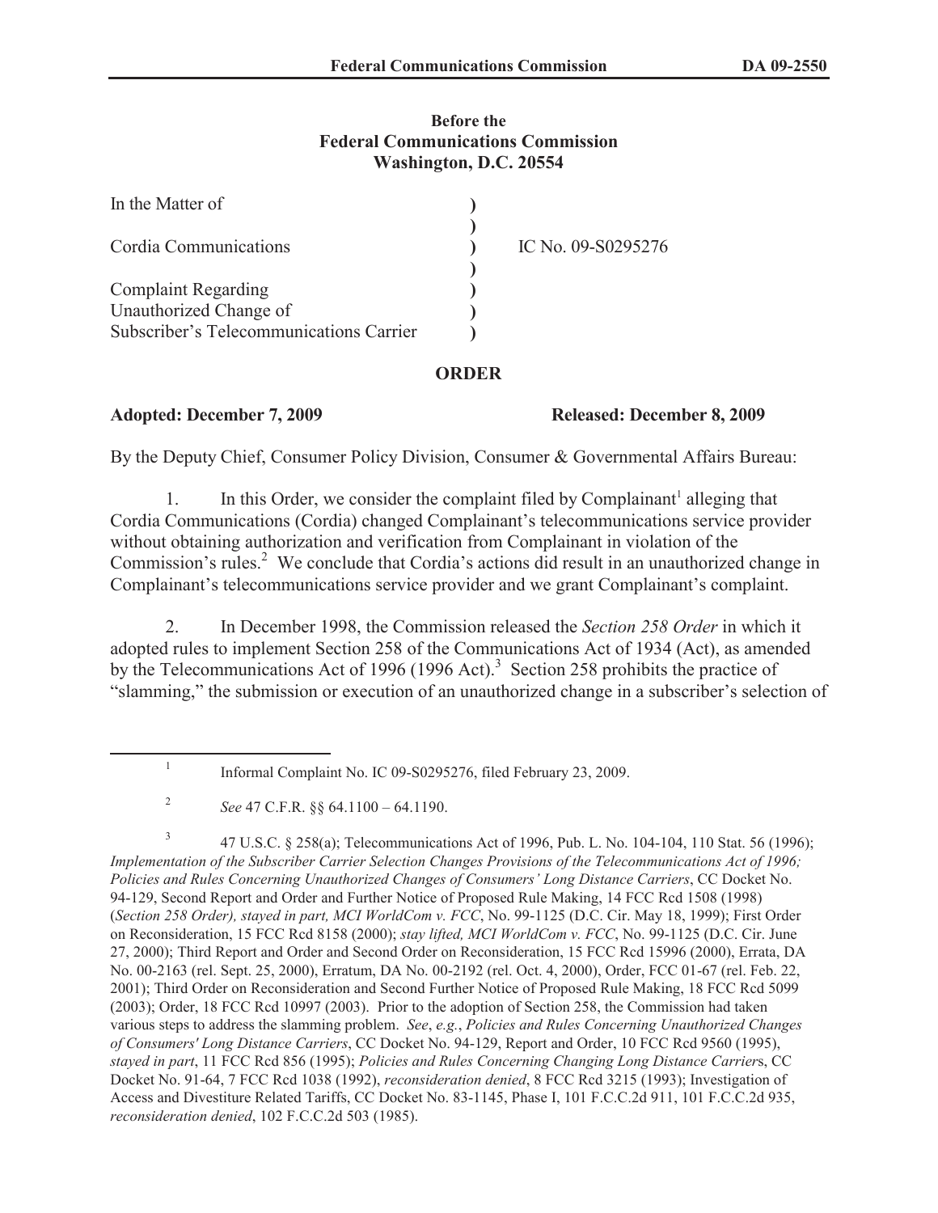**Before the**
**Federal Communications Commission**
**Washington, D.C. 20554**

| | | |
|---|---|---|
| In the Matter of | ) | |
| | ) | |
| Cordia Communications | ) | IC No. 09-S0295276 |
| | ) | |
| Complaint Regarding | ) | |
| Unauthorized Change of | ) | |
| Subscriber's Telecommunications Carrier | ) | |

**ORDER**

**Adopted: December 7, 2009** **Released: December 8, 2009**

By the Deputy Chief, Consumer Policy Division, Consumer & Governmental Affairs Bureau:

1. In this Order, we consider the complaint filed by Complainant[1] alleging that Cordia Communications (Cordia) changed Complainant's telecommunications service provider without obtaining authorization and verification from Complainant in violation of the Commission's rules.[2] We conclude that Cordia's actions did result in an unauthorized change in Complainant's telecommunications service provider and we grant Complainant's complaint.

2. In December 1998, the Commission released the *Section 258 Order* in which it adopted rules to implement Section 258 of the Communications Act of 1934 (Act), as amended by the Telecommunications Act of 1996 (1996 Act).[3] Section 258 prohibits the practice of "slamming," the submission or execution of an unauthorized change in a subscriber's selection of

---

[1] Informal Complaint No. IC 09-S0295276, filed February 23, 2009.

[2] *See* 47 C.F.R. §§ 64.1100 – 64.1190.

[3] 47 U.S.C. § 258(a); Telecommunications Act of 1996, Pub. L. No. 104-104, 110 Stat. 56 (1996); *Implementation of the Subscriber Carrier Selection Changes Provisions of the Telecommunications Act of 1996; Policies and Rules Concerning Unauthorized Changes of Consumers' Long Distance Carriers*, CC Docket No. 94-129, Second Report and Order and Further Notice of Proposed Rule Making, 14 FCC Rcd 1508 (1998) (*Section 258 Order), stayed in part, MCI WorldCom v. FCC*, No. 99-1125 (D.C. Cir. May 18, 1999); First Order on Reconsideration, 15 FCC Rcd 8158 (2000); *stay lifted, MCI WorldCom v. FCC*, No. 99-1125 (D.C. Cir. June 27, 2000); Third Report and Order and Second Order on Reconsideration, 15 FCC Rcd 15996 (2000), Errata, DA No. 00-2163 (rel. Sept. 25, 2000), Erratum, DA No. 00-2192 (rel. Oct. 4, 2000), Order, FCC 01-67 (rel. Feb. 22, 2001); Third Order on Reconsideration and Second Further Notice of Proposed Rule Making, 18 FCC Rcd 5099 (2003); Order, 18 FCC Rcd 10997 (2003). Prior to the adoption of Section 258, the Commission had taken various steps to address the slamming problem. *See*, *e.g.*, *Policies and Rules Concerning Unauthorized Changes of Consumers' Long Distance Carriers*, CC Docket No. 94-129, Report and Order, 10 FCC Rcd 9560 (1995), *stayed in part*, 11 FCC Rcd 856 (1995); *Policies and Rules Concerning Changing Long Distance Carrier*s, CC Docket No. 91-64, 7 FCC Rcd 1038 (1992), *reconsideration denied*, 8 FCC Rcd 3215 (1993); Investigation of Access and Divestiture Related Tariffs, CC Docket No. 83-1145, Phase I, 101 F.C.C.2d 911, 101 F.C.C.2d 935, *reconsideration denied*, 102 F.C.C.2d 503 (1985).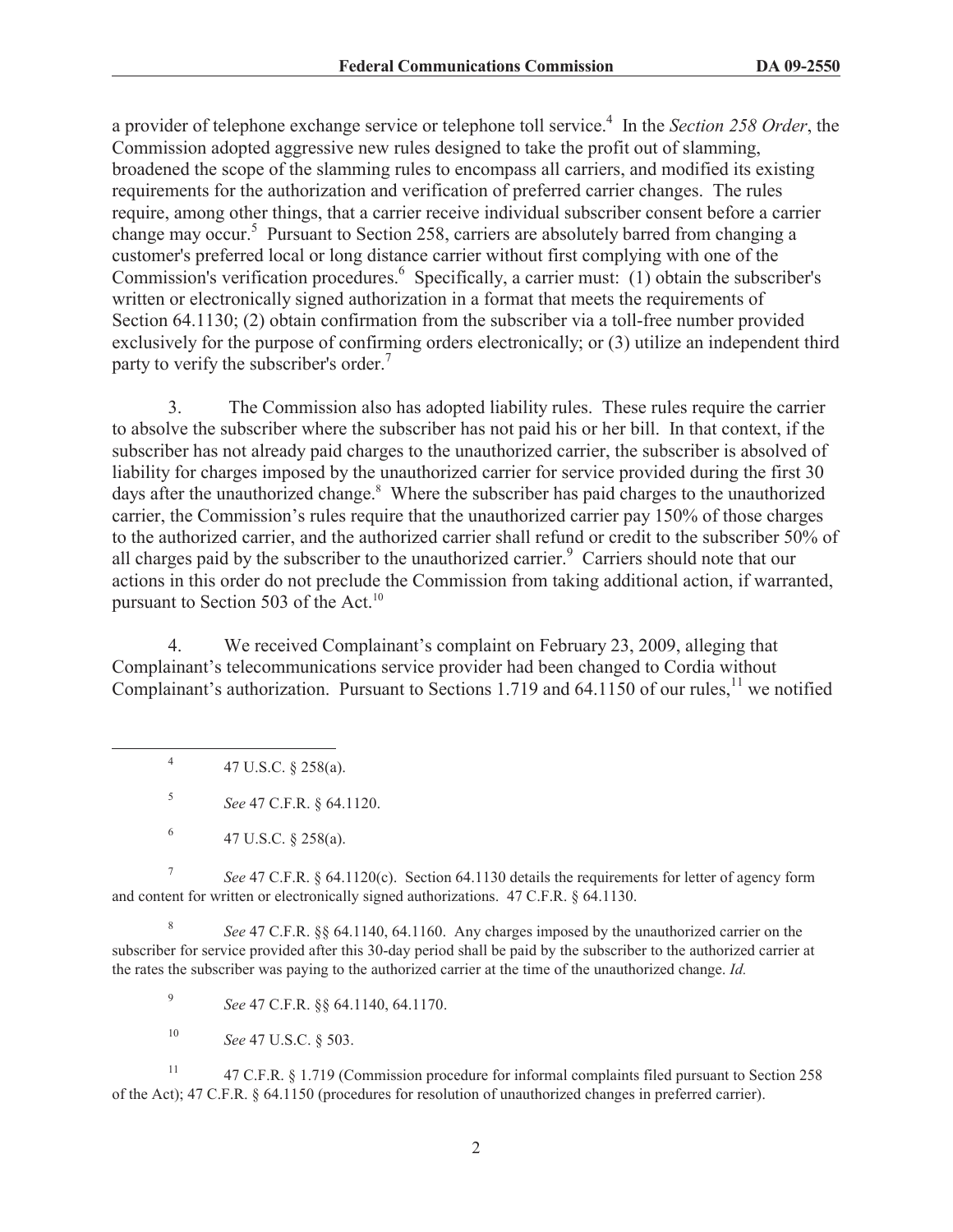a provider of telephone exchange service or telephone toll service.[4] In the *Section 258 Order*, the Commission adopted aggressive new rules designed to take the profit out of slamming, broadened the scope of the slamming rules to encompass all carriers, and modified its existing requirements for the authorization and verification of preferred carrier changes. The rules require, among other things, that a carrier receive individual subscriber consent before a carrier change may occur.[5] Pursuant to Section 258, carriers are absolutely barred from changing a customer's preferred local or long distance carrier without first complying with one of the Commission's verification procedures.[6] Specifically, a carrier must: (1) obtain the subscriber's written or electronically signed authorization in a format that meets the requirements of Section 64.1130; (2) obtain confirmation from the subscriber via a toll-free number provided exclusively for the purpose of confirming orders electronically; or (3) utilize an independent third party to verify the subscriber's order.[7]

3. The Commission also has adopted liability rules. These rules require the carrier to absolve the subscriber where the subscriber has not paid his or her bill. In that context, if the subscriber has not already paid charges to the unauthorized carrier, the subscriber is absolved of liability for charges imposed by the unauthorized carrier for service provided during the first 30 days after the unauthorized change.[8] Where the subscriber has paid charges to the unauthorized carrier, the Commission's rules require that the unauthorized carrier pay 150% of those charges to the authorized carrier, and the authorized carrier shall refund or credit to the subscriber 50% of all charges paid by the subscriber to the unauthorized carrier.[9] Carriers should note that our actions in this order do not preclude the Commission from taking additional action, if warranted, pursuant to Section 503 of the Act.[10]

4. We received Complainant's complaint on February 23, 2009, alleging that Complainant's telecommunications service provider had been changed to Cordia without Complainant's authorization. Pursuant to Sections 1.719 and 64.1150 of our rules,[11] we notified

---

[4] 47 U.S.C. § 258(a).

[5] *See* 47 C.F.R. § 64.1120.

[6] 47 U.S.C. § 258(a).

[7] *See* 47 C.F.R. § 64.1120(c). Section 64.1130 details the requirements for letter of agency form and content for written or electronically signed authorizations. 47 C.F.R. § 64.1130.

[8] *See* 47 C.F.R. §§ 64.1140, 64.1160. Any charges imposed by the unauthorized carrier on the subscriber for service provided after this 30-day period shall be paid by the subscriber to the authorized carrier at the rates the subscriber was paying to the authorized carrier at the time of the unauthorized change. *Id.*

[9] *See* 47 C.F.R. §§ 64.1140, 64.1170.

[10] *See* 47 U.S.C. § 503.

[11] 47 C.F.R. § 1.719 (Commission procedure for informal complaints filed pursuant to Section 258 of the Act); 47 C.F.R. § 64.1150 (procedures for resolution of unauthorized changes in preferred carrier).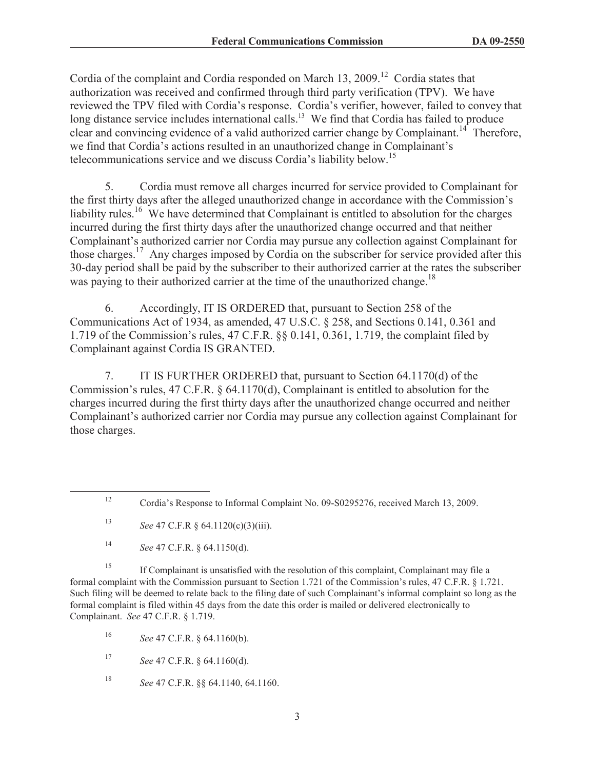Cordia of the complaint and Cordia responded on March 13, 2009.[12] Cordia states that authorization was received and confirmed through third party verification (TPV). We have reviewed the TPV filed with Cordia's response. Cordia's verifier, however, failed to convey that long distance service includes international calls.[13] We find that Cordia has failed to produce clear and convincing evidence of a valid authorized carrier change by Complainant.[14] Therefore, we find that Cordia's actions resulted in an unauthorized change in Complainant's telecommunications service and we discuss Cordia's liability below.[15]

5. Cordia must remove all charges incurred for service provided to Complainant for the first thirty days after the alleged unauthorized change in accordance with the Commission's liability rules.[16] We have determined that Complainant is entitled to absolution for the charges incurred during the first thirty days after the unauthorized change occurred and that neither Complainant's authorized carrier nor Cordia may pursue any collection against Complainant for those charges.[17] Any charges imposed by Cordia on the subscriber for service provided after this 30-day period shall be paid by the subscriber to their authorized carrier at the rates the subscriber was paying to their authorized carrier at the time of the unauthorized change.[18]

6. Accordingly, IT IS ORDERED that, pursuant to Section 258 of the Communications Act of 1934, as amended, 47 U.S.C. § 258, and Sections 0.141, 0.361 and 1.719 of the Commission's rules, 47 C.F.R. §§ 0.141, 0.361, 1.719, the complaint filed by Complainant against Cordia IS GRANTED.

7. IT IS FURTHER ORDERED that, pursuant to Section 64.1170(d) of the Commission's rules, 47 C.F.R. § 64.1170(d), Complainant is entitled to absolution for the charges incurred during the first thirty days after the unauthorized change occurred and neither Complainant's authorized carrier nor Cordia may pursue any collection against Complainant for those charges.

---

[12] Cordia's Response to Informal Complaint No. 09-S0295276, received March 13, 2009.

[13] *See* 47 C.F.R § 64.1120(c)(3)(iii).

[14] *See* 47 C.F.R. § 64.1150(d).

[15] If Complainant is unsatisfied with the resolution of this complaint, Complainant may file a formal complaint with the Commission pursuant to Section 1.721 of the Commission's rules, 47 C.F.R. § 1.721. Such filing will be deemed to relate back to the filing date of such Complainant's informal complaint so long as the formal complaint is filed within 45 days from the date this order is mailed or delivered electronically to Complainant. *See* 47 C.F.R. § 1.719.

[16] *See* 47 C.F.R. § 64.1160(b).

[17] *See* 47 C.F.R. § 64.1160(d).

[18] *See* 47 C.F.R. §§ 64.1140, 64.1160.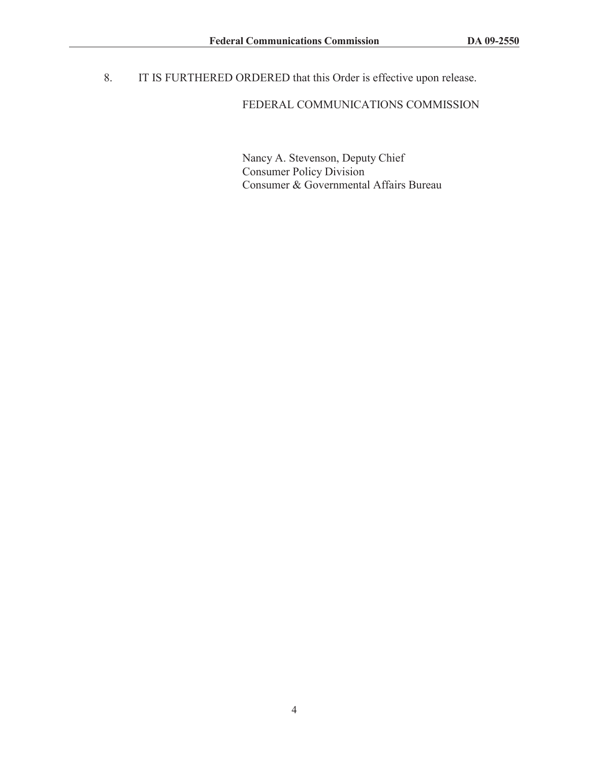8. IT IS FURTHERED ORDERED that this Order is effective upon release.

FEDERAL COMMUNICATIONS COMMISSION

Nancy A. Stevenson, Deputy Chief
Consumer Policy Division
Consumer & Governmental Affairs Bureau